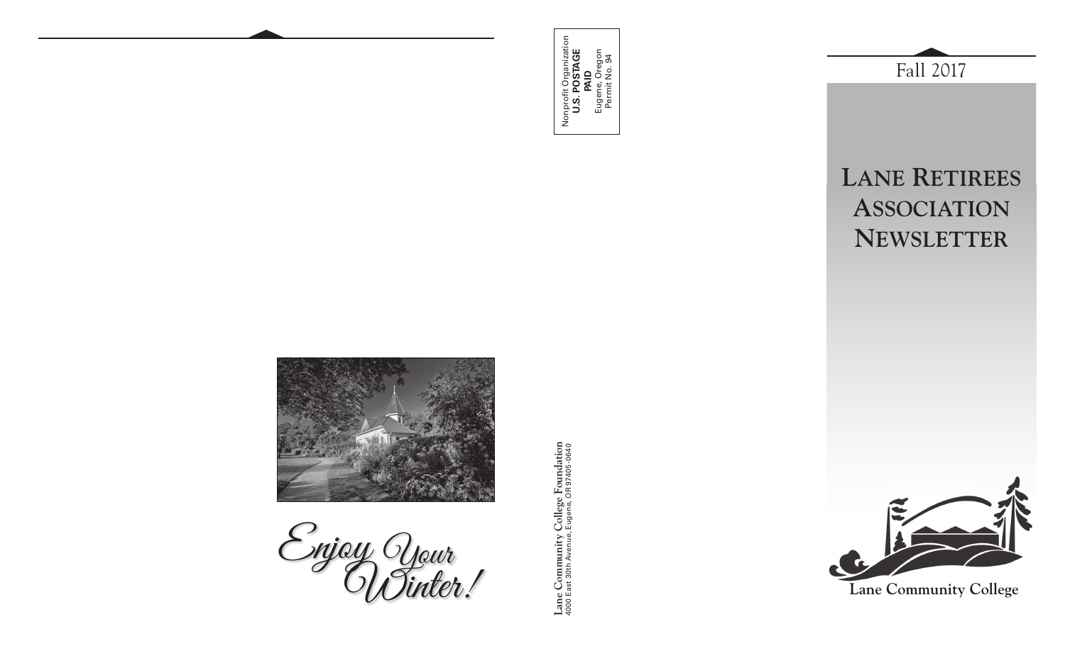Enjoy Your Winter!

Nonprofit Organization
**U.S. POSTAGE**
**PAID**
Eugene, Oregon
Permit No. 94

**Lane Community College Foundation**
4000 East 30th Avenue, Eugene, OR 97405-0640

Fall 2017

# Lane Retirees Association Newsletter

Lane Community College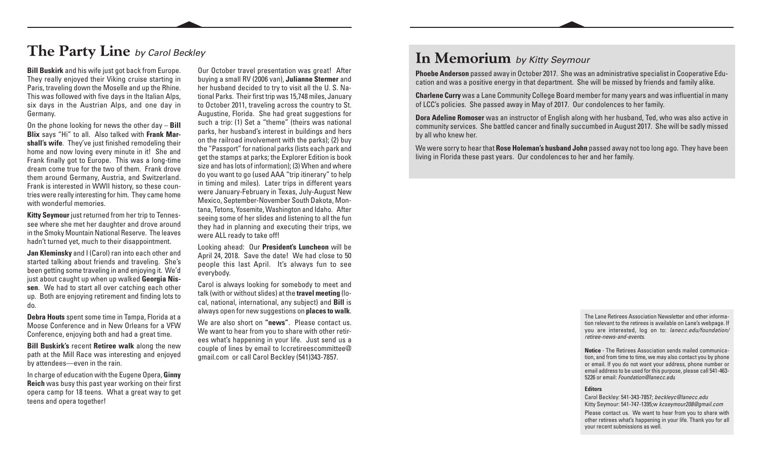## The Party Line *by Carol Beckley*

**Bill Buskirk** and his wife just got back from Europe. They really enjoyed their Viking cruise starting in Paris, traveling down the Moselle and up the Rhine. This was followed with five days in the Italian Alps, six days in the Austrian Alps, and one day in Germany.

On the phone looking for news the other day – **Bill Blix** says "Hi" to all. Also talked with **Frank Marshall's wife**. They've just finished remodeling their home and now loving every minute in it! She and Frank finally got to Europe. This was a long-time dream come true for the two of them. Frank drove them around Germany, Austria, and Switzerland. Frank is interested in WWII history, so these countries were really interesting for him. They came home with wonderful memories.

**Kitty Seymour** just returned from her trip to Tennessee where she met her daughter and drove around in the Smoky Mountain National Reserve. The leaves hadn't turned yet, much to their disappointment.

**Jan Kleminsky** and I (Carol) ran into each other and started talking about friends and traveling. She's been getting some traveling in and enjoying it. We'd just about caught up when up walked **Georgia Nissen**. We had to start all over catching each other up. Both are enjoying retirement and finding lots to do.

**Debra Houts** spent some time in Tampa, Florida at a Moose Conference and in New Orleans for a VFW Conference, enjoying both and had a great time.

**Bill Buskirk's** recent **Retiree walk** along the new path at the Mill Race was interesting and enjoyed by attendees—even in the rain.

In charge of education with the Eugene Opera, **Ginny Reich** was busy this past year working on their first opera camp for 18 teens. What a great way to get teens and opera together!

Our October travel presentation was great! After buying a small RV (2006 van), **Julianne Stermer** and her husband decided to try to visit all the U. S. National Parks. Their first trip was 15,748 miles, January to October 2011, traveling across the country to St. Augustine, Florida. She had great suggestions for such a trip: (1) Set a "theme" (theirs was national parks, her husband's interest in buildings and hers on the railroad involvement with the parks); (2) buy the "Passport" for national parks (lists each park and get the stamps at parks; the Explorer Edition is book size and has lots of information); (3) When and where do you want to go (used AAA "trip itinerary" to help in timing and miles). Later trips in different years were January-February in Texas, July-August New Mexico, September-November South Dakota, Montana, Tetons, Yosemite, Washington and Idaho. After seeing some of her slides and listening to all the fun they had in planning and executing their trips, we were ALL ready to take off!

Looking ahead: Our **President's Luncheon** will be April 24, 2018. Save the date! We had close to 50 people this last April. It's always fun to see everybody.

Carol is always looking for somebody to meet and talk (with or without slides) at the **travel meeting** (local, national, international, any subject) and **Bill** is always open for new suggestions on **places to walk**.

We are also short on **"news"**. Please contact us. We want to hear from you to share with other retirees what's happening in your life. Just send us a couple of lines by email to lccretireescommittee@gmail.com or call Carol Beckley (541)343-7857.

## In Memorium *by Kitty Seymour*

**Phoebe Anderson** passed away in October 2017. She was an administrative specialist in Cooperative Education and was a positive energy in that department. She will be missed by friends and family alike.

**Charlene Curry** was a Lane Community College Board member for many years and was influential in many of LCC's policies. She passed away in May of 2017. Our condolences to her family.

**Dora Adeline Romoser** was an instructor of English along with her husband, Ted, who was also active in community services. She battled cancer and finally succumbed in August 2017. She will be sadly missed by all who knew her.

We were sorry to hear that **Rose Holeman's husband John** passed away not too long ago. They have been living in Florida these past years. Our condolences to her and her family.

The Lane Retirees Association Newsletter and other information relevant to the retirees is available on Lane's webpage. If you are interested, log on to: *lanecc.edu/foundation/retiree-news-and-events.*

**Notice** - The Retirees Association sends mailed communication, and from time to time, we may also contact you by phone or email. If you do not want your address, phone number or email address to be used for this purpose, please call 541-463-5226 or email: *Foundation@lanecc.edu*

**Editors**

Carol Beckley: 541-343-7857; *beckleyc@lanecc.edu*
Kitty Seymour: 541-747-1395;w *kcseymour208@gmail.com*

Please contact us. We want to hear from you to share with other retirees what's happening in your life. Thank you for all your recent submissions as well.